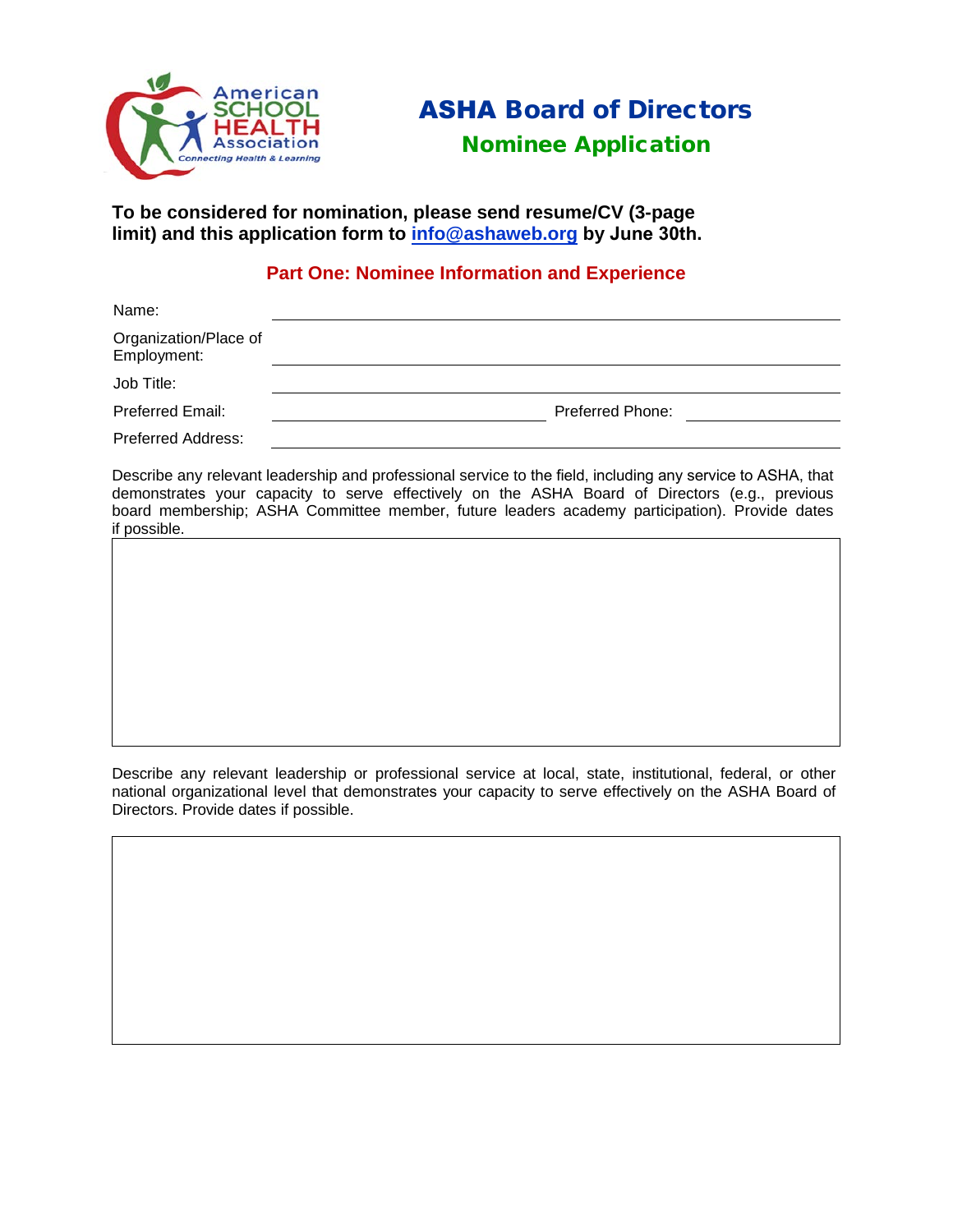# ASHA Board of Directors

## Nominee Application

**To be considered for nomination, please send resume/CV (3-page limit) and this application form to info@ashaweb.org by June 30th.**

### Part One: Nominee Information and Experience

Name: ______________________________

Organization/Place of Employment: ______________________________

Job Title: ______________________________

Preferred Email: ______________________________ Preferred Phone: ______________________________

Preferred Address: ______________________________

Describe any relevant leadership and professional service to the field, including any service to ASHA, that demonstrates your capacity to serve effectively on the ASHA Board of Directors (e.g., previous board membership; ASHA Committee member, future leaders academy participation). Provide dates if possible.

Describe any relevant leadership or professional service at local, state, institutional, federal, or other national organizational level that demonstrates your capacity to serve effectively on the ASHA Board of Directors. Provide dates if possible.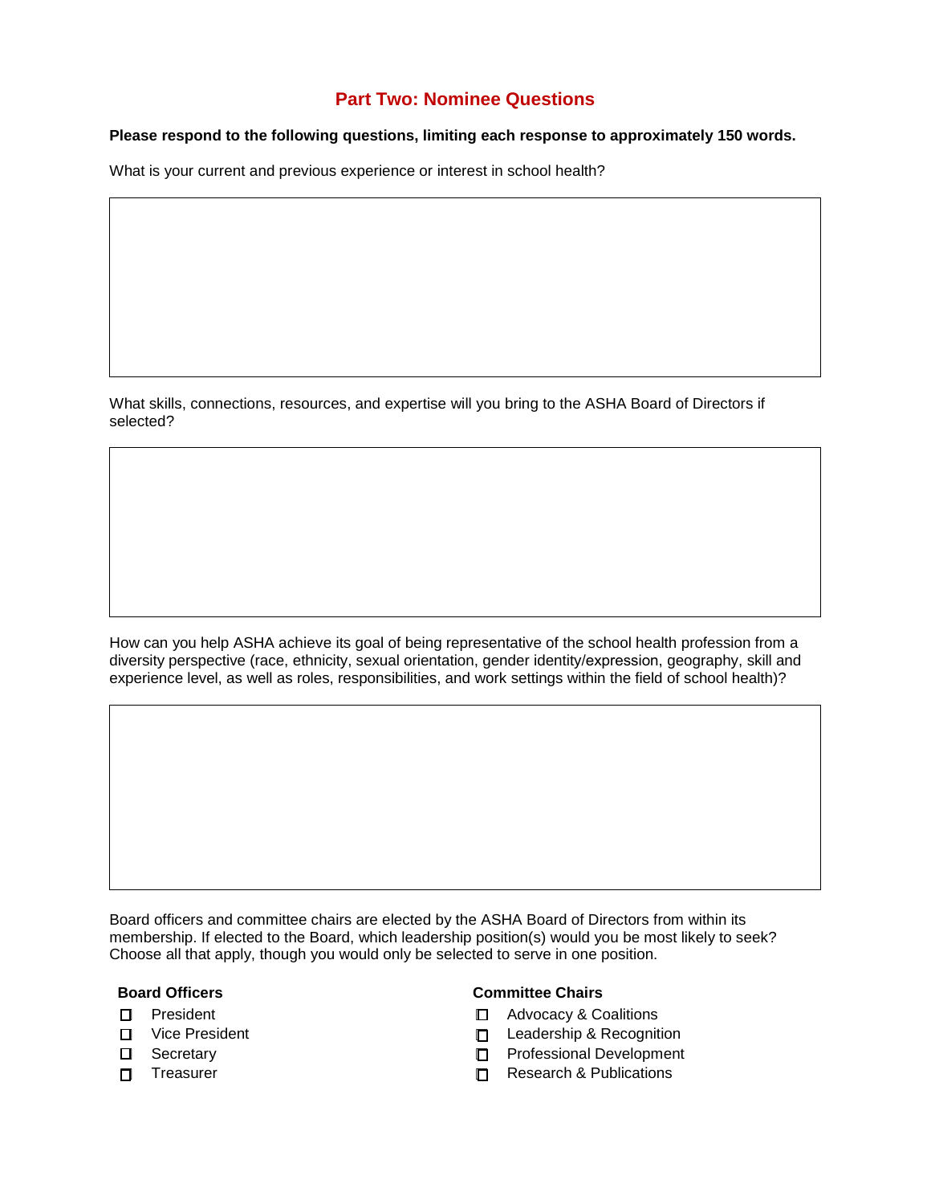## Part Two: Nominee Questions

**Please respond to the following questions, limiting each response to approximately 150 words.**

What is your current and previous experience or interest in school health?

What skills, connections, resources, and expertise will you bring to the ASHA Board of Directors if selected?

How can you help ASHA achieve its goal of being representative of the school health profession from a diversity perspective (race, ethnicity, sexual orientation, gender identity/expression, geography, skill and experience level, as well as roles, responsibilities, and work settings within the field of school health)?

Board officers and committee chairs are elected by the ASHA Board of Directors from within its membership. If elected to the Board, which leadership position(s) would you be most likely to seek? Choose all that apply, though you would only be selected to serve in one position.

**Board Officers**

- ☐ President
- ☐ Vice President
- ☐ Secretary
- ☐ Treasurer

**Committee Chairs**

- ☐ Advocacy & Coalitions
- ☐ Leadership & Recognition
- ☐ Professional Development
- ☐ Research & Publications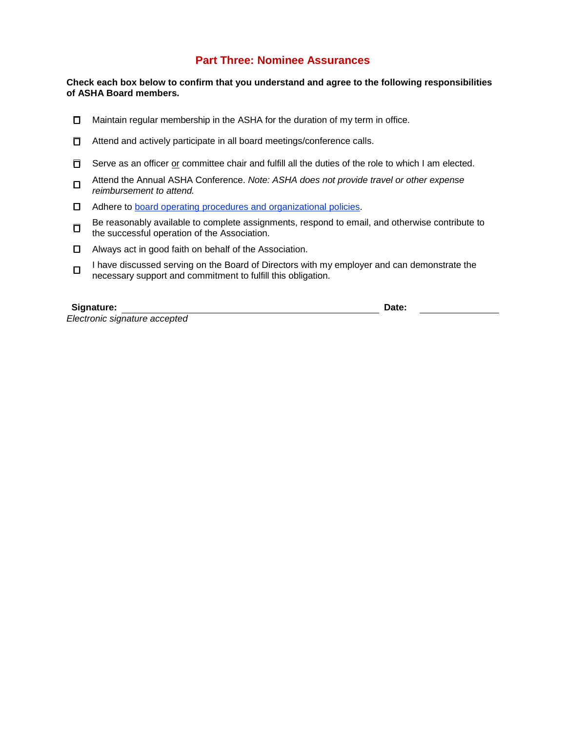## Part Three: Nominee Assurances

**Check each box below to confirm that you understand and agree to the following responsibilities of ASHA Board members.**

- ☐ Maintain regular membership in the ASHA for the duration of my term in office.
- ☐ Attend and actively participate in all board meetings/conference calls.
- ☐ Serve as an officer or committee chair and fulfill all the duties of the role to which I am elected.
- ☐ Attend the Annual ASHA Conference. *Note: ASHA does not provide travel or other expense reimbursement to attend.*
- ☐ Adhere to board operating procedures and organizational policies.
- ☐ Be reasonably available to complete assignments, respond to email, and otherwise contribute to the successful operation of the Association.
- ☐ Always act in good faith on behalf of the Association.
- ☐ I have discussed serving on the Board of Directors with my employer and can demonstrate the necessary support and commitment to fulfill this obligation.

**Signature:** ______________________________ **Date:** ______________

*Electronic signature accepted*